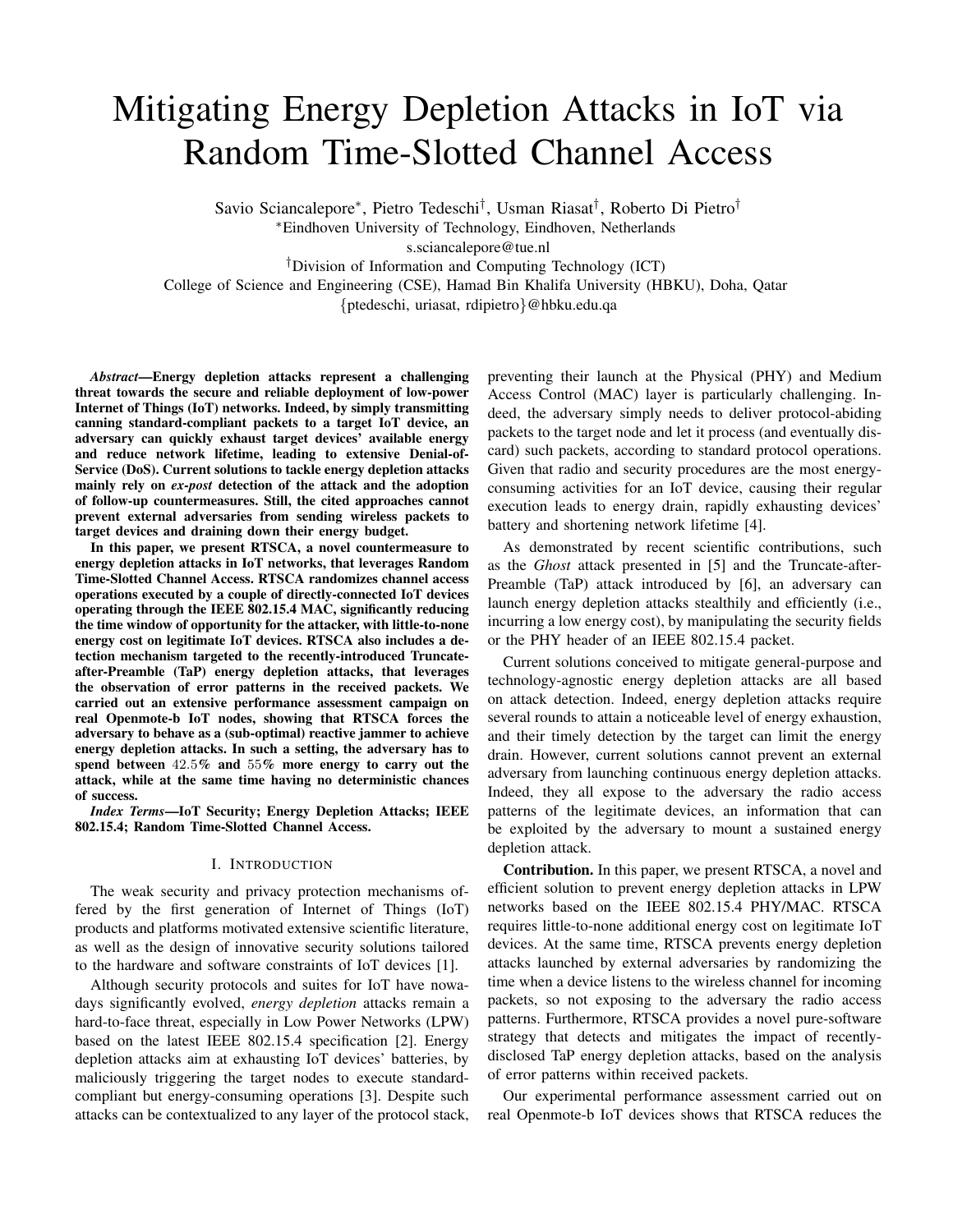# Mitigating Energy Depletion Attacks in IoT via Random Time-Slotted Channel Access

Savio Sciancalepore*, Pietro Tedeschi†, Usman Riasat†, Roberto Di Pietro†

*Eindhoven University of Technology, Eindhoven, Netherlands

s.sciancalepore@tue.nl

†Division of Information and Computing Technology (ICT)

College of Science and Engineering (CSE), Hamad Bin Khalifa University (HBKU), Doha, Qatar

{ptedeschi, uriasat, rdipietro}@hbku.edu.qa

***Abstract*—Energy depletion attacks represent a challenging threat towards the secure and reliable deployment of low-power Internet of Things (IoT) networks. Indeed, by simply transmitting canning standard-compliant packets to a target IoT device, an adversary can quickly exhaust target devices' available energy and reduce network lifetime, leading to extensive Denial-of-Service (DoS). Current solutions to tackle energy depletion attacks mainly rely on *ex-post* detection of the attack and the adoption of follow-up countermeasures. Still, the cited approaches cannot prevent external adversaries from sending wireless packets to target devices and draining down their energy budget.**

**In this paper, we present RTSCA, a novel countermeasure to energy depletion attacks in IoT networks, that leverages Random Time-Slotted Channel Access. RTSCA randomizes channel access operations executed by a couple of directly-connected IoT devices operating through the IEEE 802.15.4 MAC, significantly reducing the time window of opportunity for the attacker, with little-to-none energy cost on legitimate IoT devices. RTSCA also includes a detection mechanism targeted to the recently-introduced Truncate-after-Preamble (TaP) energy depletion attacks, that leverages the observation of error patterns in the received packets. We carried out an extensive performance assessment campaign on real Openmote-b IoT nodes, showing that RTSCA forces the adversary to behave as a (sub-optimal) reactive jammer to achieve energy depletion attacks. In such a setting, the adversary has to spend between $42.5\%$ and $55\%$ more energy to carry out the attack, while at the same time having no deterministic chances of success.**

***Index Terms*—IoT Security; Energy Depletion Attacks; IEEE 802.15.4; Random Time-Slotted Channel Access.**

## I. Introduction

The weak security and privacy protection mechanisms offered by the first generation of Internet of Things (IoT) products and platforms motivated extensive scientific literature, as well as the design of innovative security solutions tailored to the hardware and software constraints of IoT devices [1].

Although security protocols and suites for IoT have nowadays significantly evolved, *energy depletion* attacks remain a hard-to-face threat, especially in Low Power Networks (LPW) based on the latest IEEE 802.15.4 specification [2]. Energy depletion attacks aim at exhausting IoT devices' batteries, by maliciously triggering the target nodes to execute standard-compliant but energy-consuming operations [3]. Despite such attacks can be contextualized to any layer of the protocol stack, preventing their launch at the Physical (PHY) and Medium Access Control (MAC) layer is particularly challenging. Indeed, the adversary simply needs to deliver protocol-abiding packets to the target node and let it process (and eventually discard) such packets, according to standard protocol operations. Given that radio and security procedures are the most energy-consuming activities for an IoT device, causing their regular execution leads to energy drain, rapidly exhausting devices' battery and shortening network lifetime [4].

As demonstrated by recent scientific contributions, such as the *Ghost* attack presented in [5] and the Truncate-after-Preamble (TaP) attack introduced by [6], an adversary can launch energy depletion attacks stealthily and efficiently (i.e., incurring a low energy cost), by manipulating the security fields or the PHY header of an IEEE 802.15.4 packet.

Current solutions conceived to mitigate general-purpose and technology-agnostic energy depletion attacks are all based on attack detection. Indeed, energy depletion attacks require several rounds to attain a noticeable level of energy exhaustion, and their timely detection by the target can limit the energy drain. However, current solutions cannot prevent an external adversary from launching continuous energy depletion attacks. Indeed, they all expose to the adversary the radio access patterns of the legitimate devices, an information that can be exploited by the adversary to mount a sustained energy depletion attack.

**Contribution.** In this paper, we present RTSCA, a novel and efficient solution to prevent energy depletion attacks in LPW networks based on the IEEE 802.15.4 PHY/MAC. RTSCA requires little-to-none additional energy cost on legitimate IoT devices. At the same time, RTSCA prevents energy depletion attacks launched by external adversaries by randomizing the time when a device listens to the wireless channel for incoming packets, so not exposing to the adversary the radio access patterns. Furthermore, RTSCA provides a novel pure-software strategy that detects and mitigates the impact of recently-disclosed TaP energy depletion attacks, based on the analysis of error patterns within received packets.

Our experimental performance assessment carried out on real Openmote-b IoT devices shows that RTSCA reduces the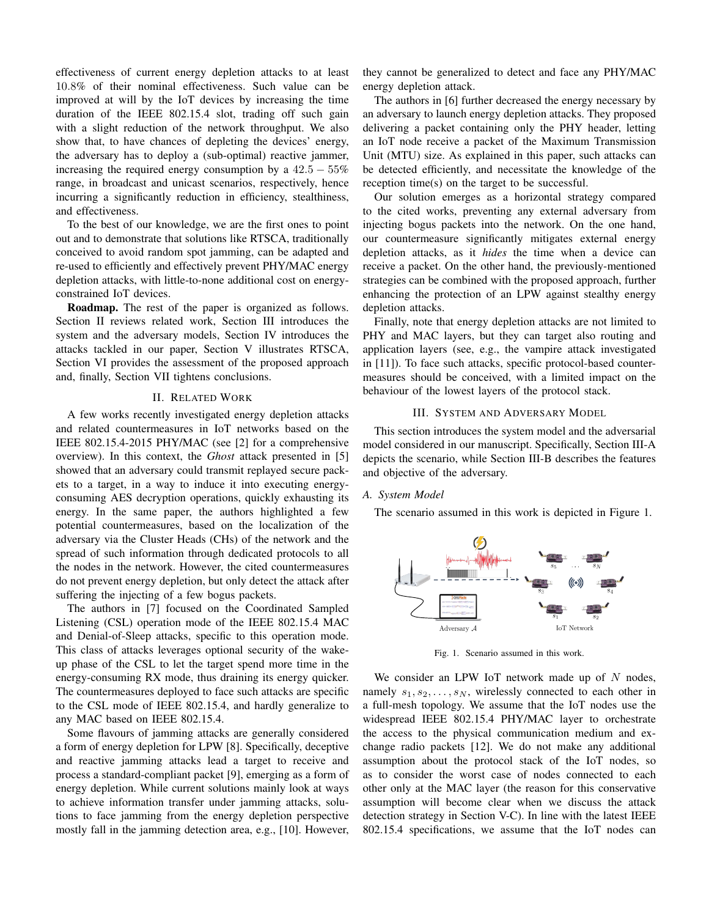effectiveness of current energy depletion attacks to at least $10.8\%$ of their nominal effectiveness. Such value can be improved at will by the IoT devices by increasing the time duration of the IEEE 802.15.4 slot, trading off such gain with a slight reduction of the network throughput. We also show that, to have chances of depleting the devices' energy, the adversary has to deploy a (sub-optimal) reactive jammer, increasing the required energy consumption by a $42.5-55\%$ range, in broadcast and unicast scenarios, respectively, hence incurring a significantly reduction in efficiency, stealthiness, and effectiveness.

To the best of our knowledge, we are the first ones to point out and to demonstrate that solutions like RTSCA, traditionally conceived to avoid random spot jamming, can be adapted and re-used to efficiently and effectively prevent PHY/MAC energy depletion attacks, with little-to-none additional cost on energy-constrained IoT devices.

**Roadmap.** The rest of the paper is organized as follows. Section II reviews related work, Section III introduces the system and the adversary models, Section IV introduces the attacks tackled in our paper, Section V illustrates RTSCA, Section VI provides the assessment of the proposed approach and, finally, Section VII tightens conclusions.

## II. Related Work

A few works recently investigated energy depletion attacks and related countermeasures in IoT networks based on the IEEE 802.15.4-2015 PHY/MAC (see [2] for a comprehensive overview). In this context, the *Ghost* attack presented in [5] showed that an adversary could transmit replayed secure packets to a target, in a way to induce it into executing energy-consuming AES decryption operations, quickly exhausting its energy. In the same paper, the authors highlighted a few potential countermeasures, based on the localization of the adversary via the Cluster Heads (CHs) of the network and the spread of such information through dedicated protocols to all the nodes in the network. However, the cited countermeasures do not prevent energy depletion, but only detect the attack after suffering the injecting of a few bogus packets.

The authors in [7] focused on the Coordinated Sampled Listening (CSL) operation mode of the IEEE 802.15.4 MAC and Denial-of-Sleep attacks, specific to this operation mode. This class of attacks leverages optional security of the wake-up phase of the CSL to let the target spend more time in the energy-consuming RX mode, thus draining its energy quicker. The countermeasures deployed to face such attacks are specific to the CSL mode of IEEE 802.15.4, and hardly generalize to any MAC based on IEEE 802.15.4.

Some flavours of jamming attacks are generally considered a form of energy depletion for LPW [8]. Specifically, deceptive and reactive jamming attacks lead a target to receive and process a standard-compliant packet [9], emerging as a form of energy depletion. While current solutions mainly look at ways to achieve information transfer under jamming attacks, solutions to face jamming from the energy depletion perspective mostly fall in the jamming detection area, e.g., [10]. However, they cannot be generalized to detect and face any PHY/MAC energy depletion attack.

The authors in [6] further decreased the energy necessary by an adversary to launch energy depletion attacks. They proposed delivering a packet containing only the PHY header, letting an IoT node receive a packet of the Maximum Transmission Unit (MTU) size. As explained in this paper, such attacks can be detected efficiently, and necessitate the knowledge of the reception time(s) on the target to be successful.

Our solution emerges as a horizontal strategy compared to the cited works, preventing any external adversary from injecting bogus packets into the network. On the one hand, our countermeasure significantly mitigates external energy depletion attacks, as it *hides* the time when a device can receive a packet. On the other hand, the previously-mentioned strategies can be combined with the proposed approach, further enhancing the protection of an LPW against stealthy energy depletion attacks.

Finally, note that energy depletion attacks are not limited to PHY and MAC layers, but they can target also routing and application layers (see, e.g., the vampire attack investigated in [11]). To face such attacks, specific protocol-based countermeasures should be conceived, with a limited impact on the behaviour of the lowest layers of the protocol stack.

## III. System and Adversary Model

This section introduces the system model and the adversarial model considered in our manuscript. Specifically, Section III-A depicts the scenario, while Section III-B describes the features and objective of the adversary.

### A. System Model

The scenario assumed in this work is depicted in Figure 1.

Fig. 1. Scenario assumed in this work.

We consider an LPW IoT network made up of $N$ nodes, namely $s_1, s_2, \ldots, s_N$, wirelessly connected to each other in a full-mesh topology. We assume that the IoT nodes use the widespread IEEE 802.15.4 PHY/MAC layer to orchestrate the access to the physical communication medium and exchange radio packets [12]. We do not make any additional assumption about the protocol stack of the IoT nodes, so as to consider the worst case of nodes connected to each other only at the MAC layer (the reason for this conservative assumption will become clear when we discuss the attack detection strategy in Section V-C). In line with the latest IEEE 802.15.4 specifications, we assume that the IoT nodes can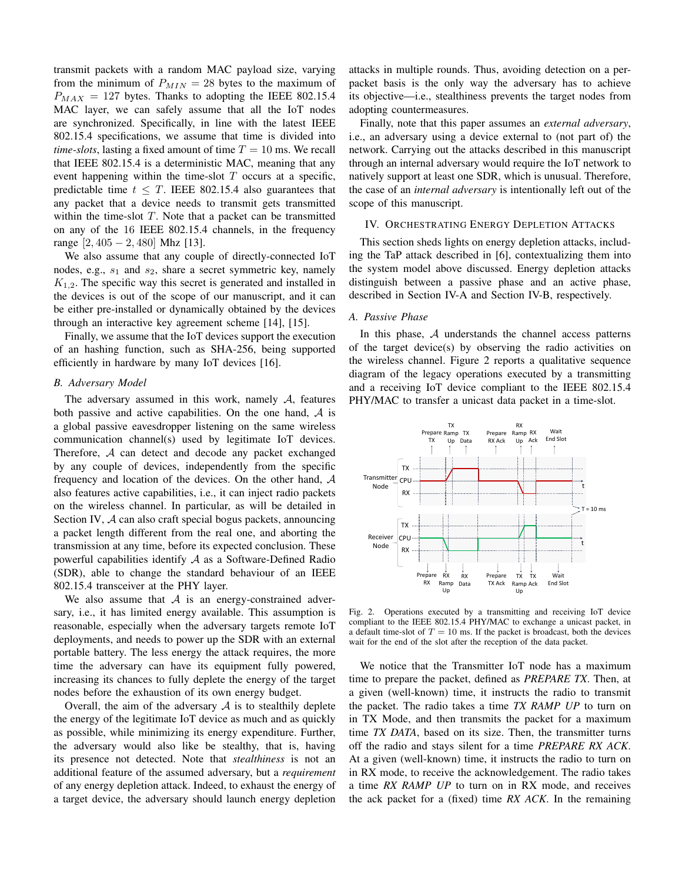transmit packets with a random MAC payload size, varying from the minimum of $P_{MIN} = 28$ bytes to the maximum of $P_{MAX} = 127$ bytes. Thanks to adopting the IEEE 802.15.4 MAC layer, we can safely assume that all the IoT nodes are synchronized. Specifically, in line with the latest IEEE 802.15.4 specifications, we assume that time is divided into *time-slots*, lasting a fixed amount of time $T = 10$ ms. We recall that IEEE 802.15.4 is a deterministic MAC, meaning that any event happening within the time-slot $T$ occurs at a specific, predictable time $t \leq T$. IEEE 802.15.4 also guarantees that any packet that a device needs to transmit gets transmitted within the time-slot $T$. Note that a packet can be transmitted on any of the 16 IEEE 802.15.4 channels, in the frequency range $[2,405 - 2,480]$ Mhz [13].

We also assume that any couple of directly-connected IoT nodes, e.g., $s_1$ and $s_2$, share a secret symmetric key, namely $K_{1,2}$. The specific way this secret is generated and installed in the devices is out of the scope of our manuscript, and it can be either pre-installed or dynamically obtained by the devices through an interactive key agreement scheme [14], [15].

Finally, we assume that the IoT devices support the execution of an hashing function, such as SHA-256, being supported efficiently in hardware by many IoT devices [16].

### B. Adversary Model

The adversary assumed in this work, namely $\mathcal{A}$, features both passive and active capabilities. On the one hand, $\mathcal{A}$ is a global passive eavesdropper listening on the same wireless communication channel(s) used by legitimate IoT devices. Therefore, $\mathcal{A}$ can detect and decode any packet exchanged by any couple of devices, independently from the specific frequency and location of the devices. On the other hand, $\mathcal{A}$ also features active capabilities, i.e., it can inject radio packets on the wireless channel. In particular, as will be detailed in Section IV, $\mathcal{A}$ can also craft special bogus packets, announcing a packet length different from the real one, and aborting the transmission at any time, before its expected conclusion. These powerful capabilities identify $\mathcal{A}$ as a Software-Defined Radio (SDR), able to change the standard behaviour of an IEEE 802.15.4 transceiver at the PHY layer.

We also assume that $\mathcal{A}$ is an energy-constrained adversary, i.e., it has limited energy available. This assumption is reasonable, especially when the adversary targets remote IoT deployments, and needs to power up the SDR with an external portable battery. The less energy the attack requires, the more time the adversary can have its equipment fully powered, increasing its chances to fully deplete the energy of the target nodes before the exhaustion of its own energy budget.

Overall, the aim of the adversary $\mathcal{A}$ is to stealthily deplete the energy of the legitimate IoT device as much and as quickly as possible, while minimizing its energy expenditure. Further, the adversary would also like be stealthy, that is, having its presence not detected. Note that *stealthiness* is not an additional feature of the assumed adversary, but a *requirement* of any energy depletion attack. Indeed, to exhaust the energy of a target device, the adversary should launch energy depletion attacks in multiple rounds. Thus, avoiding detection on a per-packet basis is the only way the adversary has to achieve its objective—i.e., stealthiness prevents the target nodes from adopting countermeasures.

Finally, note that this paper assumes an *external adversary*, i.e., an adversary using a device external to (not part of) the network. Carrying out the attacks described in this manuscript through an internal adversary would require the IoT network to natively support at least one SDR, which is unusual. Therefore, the case of an *internal adversary* is intentionally left out of the scope of this manuscript.

## IV. Orchestrating Energy Depletion Attacks

This section sheds lights on energy depletion attacks, including the TaP attack described in [6], contextualizing them into the system model above discussed. Energy depletion attacks distinguish between a passive and an active phase, described in Section IV-A and Section IV-B, respectively.

### A. Passive Phase

In this phase, $\mathcal{A}$ understands the channel access patterns of the target device(s) by observing the radio activities on the wireless channel. Figure 2 reports a qualitative sequence diagram of the legacy operations executed by a transmitting and a receiving IoT device compliant to the IEEE 802.15.4 PHY/MAC to transfer a unicast data packet in a time-slot.

Fig. 2. Operations executed by a transmitting and receiving IoT device compliant to the IEEE 802.15.4 PHY/MAC to exchange a unicast packet, in a default time-slot of $T = 10$ ms. If the packet is broadcast, both the devices wait for the end of the slot after the reception of the data packet.

We notice that the Transmitter IoT node has a maximum time to prepare the packet, defined as *PREPARE TX*. Then, at a given (well-known) time, it instructs the radio to transmit the packet. The radio takes a time *TX RAMP UP* to turn on in TX Mode, and then transmits the packet for a maximum time *TX DATA*, based on its size. Then, the transmitter turns off the radio and stays silent for a time *PREPARE RX ACK*. At a given (well-known) time, it instructs the radio to turn on in RX mode, to receive the acknowledgement. The radio takes a time *RX RAMP UP* to turn on in RX mode, and receives the ack packet for a (fixed) time *RX ACK*. In the remaining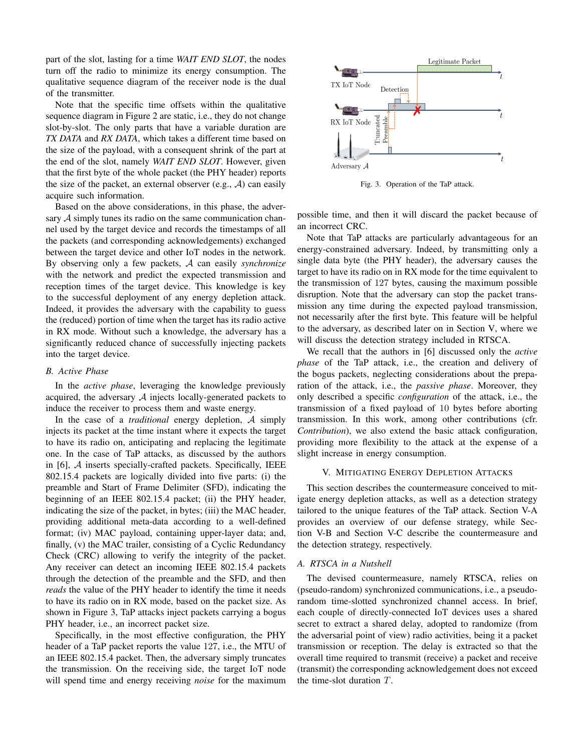part of the slot, lasting for a time *WAIT END SLOT*, the nodes turn off the radio to minimize its energy consumption. The qualitative sequence diagram of the receiver node is the dual of the transmitter.

Note that the specific time offsets within the qualitative sequence diagram in Figure 2 are static, i.e., they do not change slot-by-slot. The only parts that have a variable duration are *TX DATA* and *RX DATA*, which takes a different time based on the size of the payload, with a consequent shrink of the part at the end of the slot, namely *WAIT END SLOT*. However, given that the first byte of the whole packet (the PHY header) reports the size of the packet, an external observer (e.g., $\mathcal{A}$) can easily acquire such information.

Based on the above considerations, in this phase, the adversary $\mathcal{A}$ simply tunes its radio on the same communication channel used by the target device and records the timestamps of all the packets (and corresponding acknowledgements) exchanged between the target device and other IoT nodes in the network. By observing only a few packets, $\mathcal{A}$ can easily *synchronize* with the network and predict the expected transmission and reception times of the target device. This knowledge is key to the successful deployment of any energy depletion attack. Indeed, it provides the adversary with the capability to guess the (reduced) portion of time when the target has its radio active in RX mode. Without such a knowledge, the adversary has a significantly reduced chance of successfully injecting packets into the target device.

### B. Active Phase

In the *active phase*, leveraging the knowledge previously acquired, the adversary $\mathcal{A}$ injects locally-generated packets to induce the receiver to process them and waste energy.

In the case of a *traditional* energy depletion, $\mathcal{A}$ simply injects its packet at the time instant where it expects the target to have its radio on, anticipating and replacing the legitimate one. In the case of TaP attacks, as discussed by the authors in [6], $\mathcal{A}$ inserts specially-crafted packets. Specifically, IEEE 802.15.4 packets are logically divided into five parts: (i) the preamble and Start of Frame Delimiter (SFD), indicating the beginning of an IEEE 802.15.4 packet; (ii) the PHY header, indicating the size of the packet, in bytes; (iii) the MAC header, providing additional meta-data according to a well-defined format; (iv) MAC payload, containing upper-layer data; and, finally, (v) the MAC trailer, consisting of a Cyclic Redundancy Check (CRC) allowing to verify the integrity of the packet. Any receiver can detect an incoming IEEE 802.15.4 packets through the detection of the preamble and the SFD, and then *reads* the value of the PHY header to identify the time it needs to have its radio on in RX mode, based on the packet size. As shown in Figure 3, TaP attacks inject packets carrying a bogus PHY header, i.e., an incorrect packet size.

Specifically, in the most effective configuration, the PHY header of a TaP packet reports the value 127, i.e., the MTU of an IEEE 802.15.4 packet. Then, the adversary simply truncates the transmission. On the receiving side, the target IoT node will spend time and energy receiving *noise* for the maximum possible time, and then it will discard the packet because of an incorrect CRC.

Fig. 3. Operation of the TaP attack.

Note that TaP attacks are particularly advantageous for an energy-constrained adversary. Indeed, by transmitting only a single data byte (the PHY header), the adversary causes the target to have its radio on in RX mode for the time equivalent to the transmission of 127 bytes, causing the maximum possible disruption. Note that the adversary can stop the packet transmission any time during the expected payload transmission, not necessarily after the first byte. This feature will be helpful to the adversary, as described later on in Section V, where we will discuss the detection strategy included in RTSCA.

We recall that the authors in [6] discussed only the *active phase* of the TaP attack, i.e., the creation and delivery of the bogus packets, neglecting considerations about the preparation of the attack, i.e., the *passive phase*. Moreover, they only described a specific *configuration* of the attack, i.e., the transmission of a fixed payload of 10 bytes before aborting transmission. In this work, among other contributions (cfr. *Contribution*), we also extend the basic attack configuration, providing more flexibility to the attack at the expense of a slight increase in energy consumption.

## V. Mitigating Energy Depletion Attacks

This section describes the countermeasure conceived to mitigate energy depletion attacks, as well as a detection strategy tailored to the unique features of the TaP attack. Section V-A provides an overview of our defense strategy, while Section V-B and Section V-C describe the countermeasure and the detection strategy, respectively.

### A. RTSCA in a Nutshell

The devised countermeasure, namely RTSCA, relies on (pseudo-random) synchronized communications, i.e., a pseudo-random time-slotted synchronized channel access. In brief, each couple of directly-connected IoT devices uses a shared secret to extract a shared delay, adopted to randomize (from the adversarial point of view) radio activities, being it a packet transmission or reception. The delay is extracted so that the overall time required to transmit (receive) a packet and receive (transmit) the corresponding acknowledgement does not exceed the time-slot duration $T$.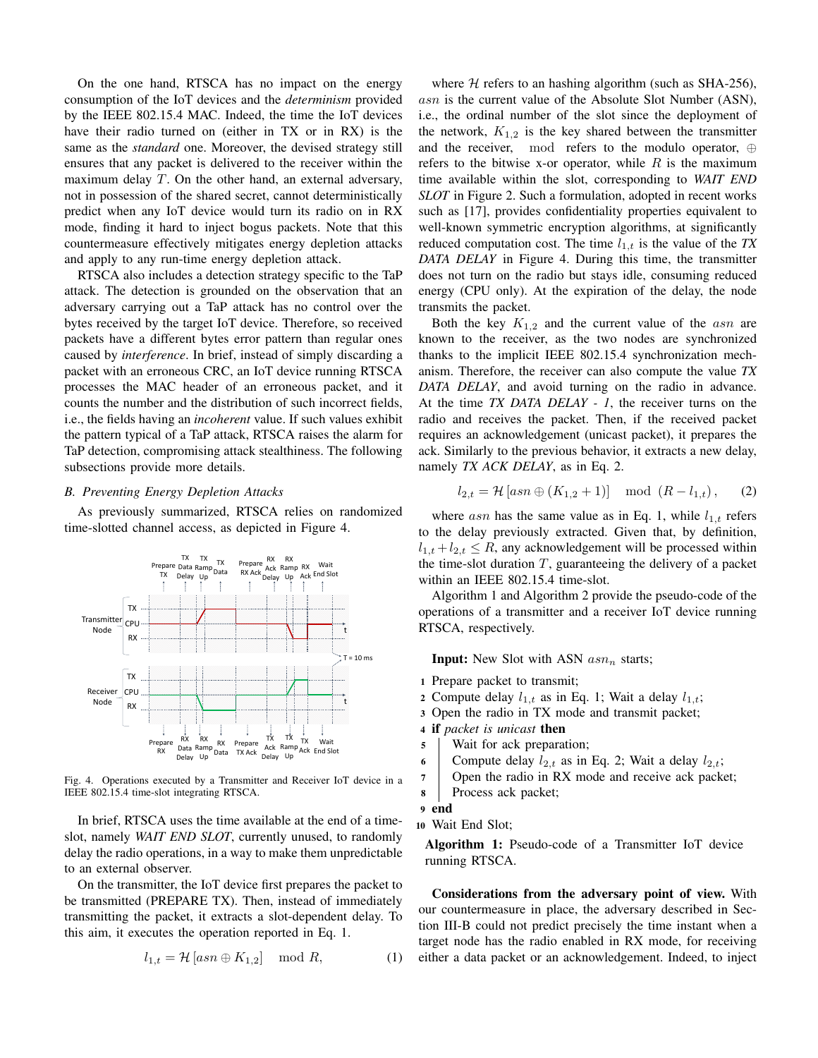On the one hand, RTSCA has no impact on the energy consumption of the IoT devices and the *determinism* provided by the IEEE 802.15.4 MAC. Indeed, the time the IoT devices have their radio turned on (either in TX or in RX) is the same as the *standard* one. Moreover, the devised strategy still ensures that any packet is delivered to the receiver within the maximum delay $T$. On the other hand, an external adversary, not in possession of the shared secret, cannot deterministically predict when any IoT device would turn its radio on in RX mode, finding it hard to inject bogus packets. Note that this countermeasure effectively mitigates energy depletion attacks and apply to any run-time energy depletion attack.

RTSCA also includes a detection strategy specific to the TaP attack. The detection is grounded on the observation that an adversary carrying out a TaP attack has no control over the bytes received by the target IoT device. Therefore, so received packets have a different bytes error pattern than regular ones caused by *interference*. In brief, instead of simply discarding a packet with an erroneous CRC, an IoT device running RTSCA processes the MAC header of an erroneous packet, and it counts the number and the distribution of such incorrect fields, i.e., the fields having an *incoherent* value. If such values exhibit the pattern typical of a TaP attack, RTSCA raises the alarm for TaP detection, compromising attack stealthiness. The following subsections provide more details.

### B. Preventing Energy Depletion Attacks

As previously summarized, RTSCA relies on randomized time-slotted channel access, as depicted in Figure 4.

Fig. 4. Operations executed by a Transmitter and Receiver IoT device in a IEEE 802.15.4 time-slot integrating RTSCA.

In brief, RTSCA uses the time available at the end of a time-slot, namely *WAIT END SLOT*, currently unused, to randomly delay the radio operations, in a way to make them unpredictable to an external observer.

On the transmitter, the IoT device first prepares the packet to be transmitted (PREPARE TX). Then, instead of immediately transmitting the packet, it extracts a slot-dependent delay. To this aim, it executes the operation reported in Eq. 1.

$$l_{1,t} = \mathcal{H}\left[asn \oplus K_{1,2}\right] \mod R, \qquad (1)$$

where $\mathcal{H}$ refers to an hashing algorithm (such as SHA-256), $asn$ is the current value of the Absolute Slot Number (ASN), i.e., the ordinal number of the slot since the deployment of the network, $K_{1,2}$ is the key shared between the transmitter and the receiver, $\mod$ refers to the modulo operator, $\oplus$ refers to the bitwise x-or operator, while $R$ is the maximum time available within the slot, corresponding to *WAIT END SLOT* in Figure 2. Such a formulation, adopted in recent works such as [17], provides confidentiality properties equivalent to well-known symmetric encryption algorithms, at significantly reduced computation cost. The time $l_{1,t}$ is the value of the *TX DATA DELAY* in Figure 4. During this time, the transmitter does not turn on the radio but stays idle, consuming reduced energy (CPU only). At the expiration of the delay, the node transmits the packet.

Both the key $K_{1,2}$ and the current value of the $asn$ are known to the receiver, as the two nodes are synchronized thanks to the implicit IEEE 802.15.4 synchronization mechanism. Therefore, the receiver can also compute the value *TX DATA DELAY*, and avoid turning on the radio in advance. At the time *TX DATA DELAY - 1*, the receiver turns on the radio and receives the packet. Then, if the received packet requires an acknowledgement (unicast packet), it prepares the ack. Similarly to the previous behavior, it extracts a new delay, namely *TX ACK DELAY*, as in Eq. 2.

$$l_{2,t} = \mathcal{H}\left[asn \oplus (K_{1,2} + 1)\right] \mod (R - l_{1,t}), \qquad (2)$$

where $asn$ has the same value as in Eq. 1, while $l_{1,t}$ refers to the delay previously extracted. Given that, by definition, $l_{1,t} + l_{2,t} \leq R$, any acknowledgement will be processed within the time-slot duration $T$, guaranteeing the delivery of a packet within an IEEE 802.15.4 time-slot.

Algorithm 1 and Algorithm 2 provide the pseudo-code of the operations of a transmitter and a receiver IoT device running RTSCA, respectively.

```
Input: New Slot with ASN asn_n starts;
1  Prepare packet to transmit;
2  Compute delay l_{1,t} as in Eq. 1; Wait a delay l_{1,t};
3  Open the radio in TX mode and transmit packet;
4  if packet is unicast then
5  |   Wait for ack preparation;
6  |   Compute delay l_{2,t} as in Eq. 2; Wait a delay l_{2,t};
7  |   Open the radio in RX mode and receive ack packet;
8  |   Process ack packet;
9  end
10 Wait End Slot;
```

**Algorithm 1:** Pseudo-code of a Transmitter IoT device running RTSCA.

**Considerations from the adversary point of view.** With our countermeasure in place, the adversary described in Section III-B could not predict precisely the time instant when a target node has the radio enabled in RX mode, for receiving either a data packet or an acknowledgement. Indeed, to inject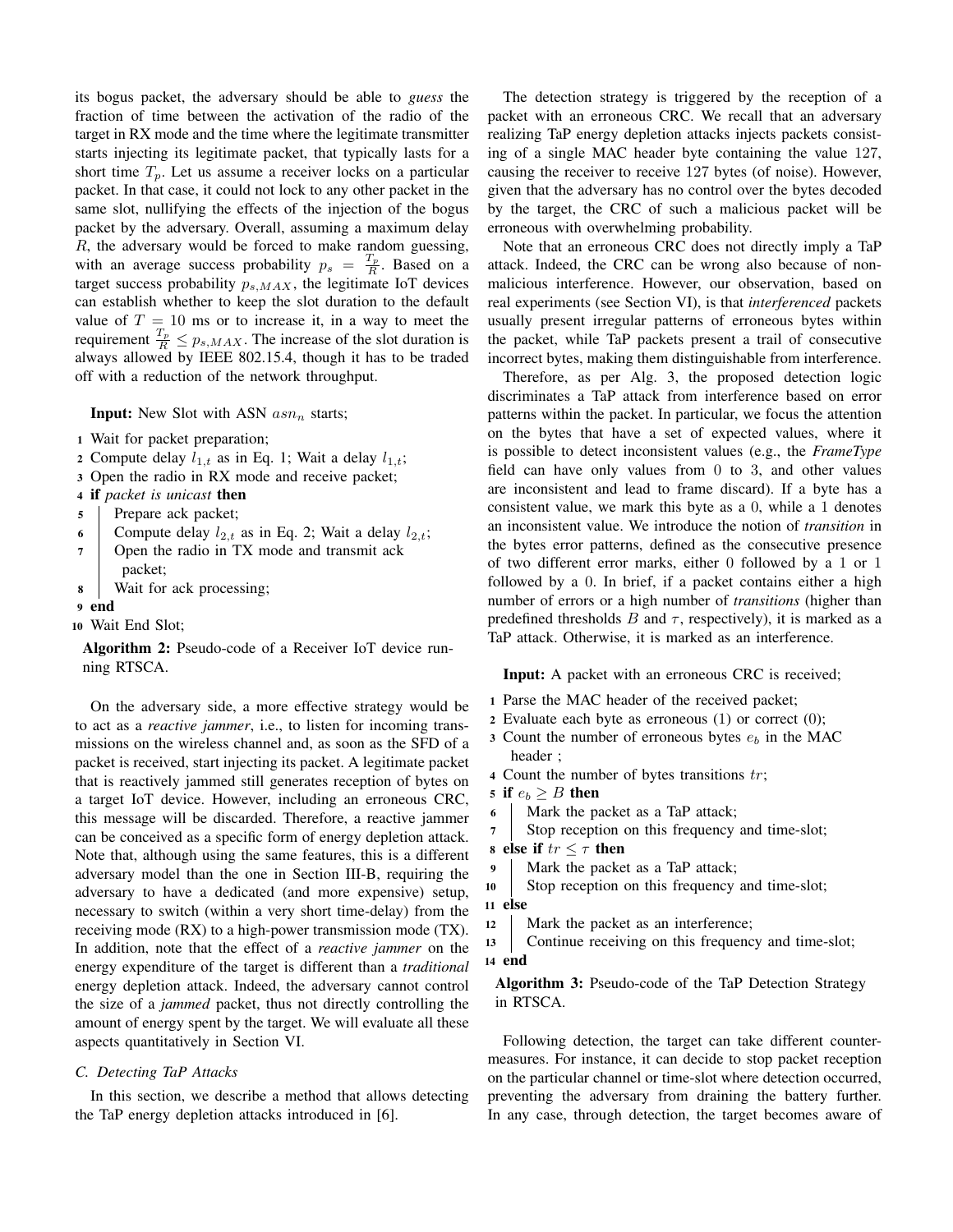its bogus packet, the adversary should be able to *guess* the fraction of time between the activation of the radio of the target in RX mode and the time where the legitimate transmitter starts injecting its legitimate packet, that typically lasts for a short time $T_p$. Let us assume a receiver locks on a particular packet. In that case, it could not lock to any other packet in the same slot, nullifying the effects of the injection of the bogus packet by the adversary. Overall, assuming a maximum delay $R$, the adversary would be forced to make random guessing, with an average success probability $p_s = \frac{T_p}{R}$. Based on a target success probability $p_{s,MAX}$, the legitimate IoT devices can establish whether to keep the slot duration to the default value of $T = 10$ ms or to increase it, in a way to meet the requirement $\frac{T_p}{R} \leq p_{s,MAX}$. The increase of the slot duration is always allowed by IEEE 802.15.4, though it has to be traded off with a reduction of the network throughput.

**Input:** New Slot with ASN $asn_n$ starts;

```
1  Wait for packet preparation;
2  Compute delay l_{1,t} as in Eq. 1; Wait a delay l_{1,t};
3  Open the radio in RX mode and receive packet;
4  if packet is unicast then
5  |   Prepare ack packet;
6  |   Compute delay l_{2,t} as in Eq. 2; Wait a delay l_{2,t};
7  |   Open the radio in TX mode and transmit ack
   |     packet;
8  |   Wait for ack processing;
9  end
10 Wait End Slot;
```

**Algorithm 2:** Pseudo-code of a Receiver IoT device running RTSCA.

On the adversary side, a more effective strategy would be to act as a *reactive jammer*, i.e., to listen for incoming transmissions on the wireless channel and, as soon as the SFD of a packet is received, start injecting its packet. A legitimate packet that is reactively jammed still generates reception of bytes on a target IoT device. However, including an erroneous CRC, this message will be discarded. Therefore, a reactive jammer can be conceived as a specific form of energy depletion attack. Note that, although using the same features, this is a different adversary model than the one in Section III-B, requiring the adversary to have a dedicated (and more expensive) setup, necessary to switch (within a very short time-delay) from the receiving mode (RX) to a high-power transmission mode (TX). In addition, note that the effect of a *reactive jammer* on the energy expenditure of the target is different than a *traditional* energy depletion attack. Indeed, the adversary cannot control the size of a *jammed* packet, thus not directly controlling the amount of energy spent by the target. We will evaluate all these aspects quantitatively in Section VI.

### C. Detecting TaP Attacks

In this section, we describe a method that allows detecting the TaP energy depletion attacks introduced in [6].

The detection strategy is triggered by the reception of a packet with an erroneous CRC. We recall that an adversary realizing TaP energy depletion attacks injects packets consisting of a single MAC header byte containing the value 127, causing the receiver to receive 127 bytes (of noise). However, given that the adversary has no control over the bytes decoded by the target, the CRC of such a malicious packet will be erroneous with overwhelming probability.

Note that an erroneous CRC does not directly imply a TaP attack. Indeed, the CRC can be wrong also because of non-malicious interference. However, our observation, based on real experiments (see Section VI), is that *interferenced* packets usually present irregular patterns of erroneous bytes within the packet, while TaP packets present a trail of consecutive incorrect bytes, making them distinguishable from interference.

Therefore, as per Alg. 3, the proposed detection logic discriminates a TaP attack from interference based on error patterns within the packet. In particular, we focus the attention on the bytes that have a set of expected values, where it is possible to detect inconsistent values (e.g., the *FrameType* field can have only values from 0 to 3, and other values are inconsistent and lead to frame discard). If a byte has a consistent value, we mark this byte as a 0, while a 1 denotes an inconsistent value. We introduce the notion of *transition* in the bytes error patterns, defined as the consecutive presence of two different error marks, either 0 followed by a 1 or 1 followed by a 0. In brief, if a packet contains either a high number of errors or a high number of *transitions* (higher than predefined thresholds $B$ and $\tau$, respectively), it is marked as a TaP attack. Otherwise, it is marked as an interference.

**Input:** A packet with an erroneous CRC is received;

```
1  Parse the MAC header of the received packet;
2  Evaluate each byte as erroneous (1) or correct (0);
3  Count the number of erroneous bytes e_b in the MAC
     header ;
4  Count the number of bytes transitions tr;
5  if e_b >= B then
6  |   Mark the packet as a TaP attack;
7  |   Stop reception on this frequency and time-slot;
8  else if tr <= τ then
9  |   Mark the packet as a TaP attack;
10 |   Stop reception on this frequency and time-slot;
11 else
12 |   Mark the packet as an interference;
13 |   Continue receiving on this frequency and time-slot;
14 end
```

**Algorithm 3:** Pseudo-code of the TaP Detection Strategy in RTSCA.

Following detection, the target can take different countermeasures. For instance, it can decide to stop packet reception on the particular channel or time-slot where detection occurred, preventing the adversary from draining the battery further. In any case, through detection, the target becomes aware of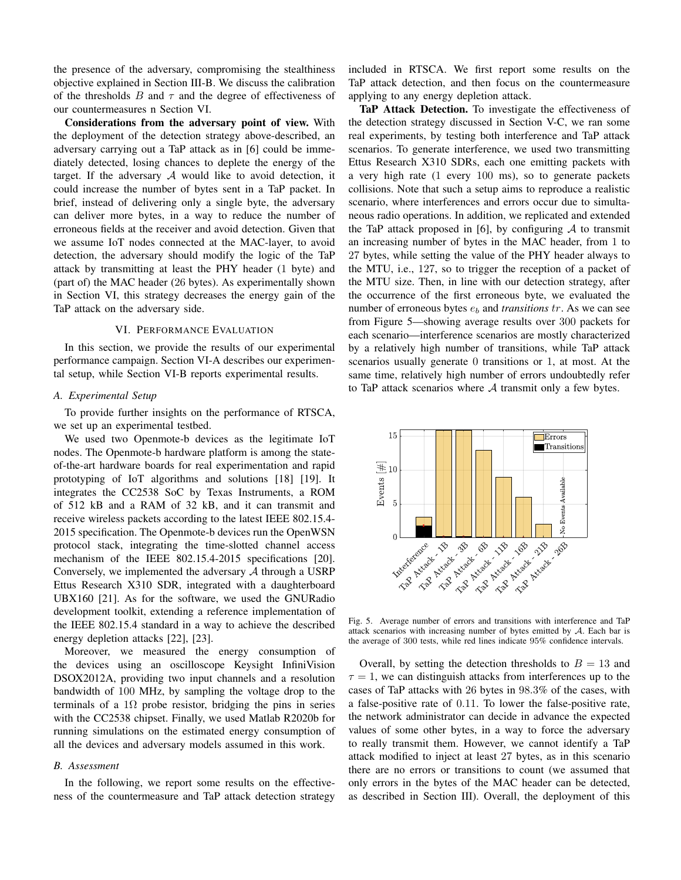the presence of the adversary, compromising the stealthiness objective explained in Section III-B. We discuss the calibration of the thresholds $B$ and $\tau$ and the degree of effectiveness of our countermeasures n Section VI.

**Considerations from the adversary point of view.** With the deployment of the detection strategy above-described, an adversary carrying out a TaP attack as in [6] could be immediately detected, losing chances to deplete the energy of the target. If the adversary $\mathcal{A}$ would like to avoid detection, it could increase the number of bytes sent in a TaP packet. In brief, instead of delivering only a single byte, the adversary can deliver more bytes, in a way to reduce the number of erroneous fields at the receiver and avoid detection. Given that we assume IoT nodes connected at the MAC-layer, to avoid detection, the adversary should modify the logic of the TaP attack by transmitting at least the PHY header (1 byte) and (part of) the MAC header (26 bytes). As experimentally shown in Section VI, this strategy decreases the energy gain of the TaP attack on the adversary side.

## VI. Performance Evaluation

In this section, we provide the results of our experimental performance campaign. Section VI-A describes our experimental setup, while Section VI-B reports experimental results.

### A. Experimental Setup

To provide further insights on the performance of RTSCA, we set up an experimental testbed.

We used two Openmote-b devices as the legitimate IoT nodes. The Openmote-b hardware platform is among the state-of-the-art hardware boards for real experimentation and rapid prototyping of IoT algorithms and solutions [18] [19]. It integrates the CC2538 SoC by Texas Instruments, a ROM of 512 kB and a RAM of 32 kB, and it can transmit and receive wireless packets according to the latest IEEE 802.15.4-2015 specification. The Openmote-b devices run the OpenWSN protocol stack, integrating the time-slotted channel access mechanism of the IEEE 802.15.4-2015 specifications [20]. Conversely, we implemented the adversary $\mathcal{A}$ through a USRP Ettus Research X310 SDR, integrated with a daughterboard UBX160 [21]. As for the software, we used the GNURadio development toolkit, extending a reference implementation of the IEEE 802.15.4 standard in a way to achieve the described energy depletion attacks [22], [23].

Moreover, we measured the energy consumption of the devices using an oscilloscope Keysight InfiniVision DSOX2012A, providing two input channels and a resolution bandwidth of 100 MHz, by sampling the voltage drop to the terminals of a $1\Omega$ probe resistor, bridging the pins in series with the CC2538 chipset. Finally, we used Matlab R2020b for running simulations on the estimated energy consumption of all the devices and adversary models assumed in this work.

### B. Assessment

In the following, we report some results on the effectiveness of the countermeasure and TaP attack detection strategy included in RTSCA. We first report some results on the TaP attack detection, and then focus on the countermeasure applying to any energy depletion attack.

**TaP Attack Detection.** To investigate the effectiveness of the detection strategy discussed in Section V-C, we ran some real experiments, by testing both interference and TaP attack scenarios. To generate interference, we used two transmitting Ettus Research X310 SDRs, each one emitting packets with a very high rate (1 every 100 ms), so to generate packets collisions. Note that such a setup aims to reproduce a realistic scenario, where interferences and errors occur due to simultaneous radio operations. In addition, we replicated and extended the TaP attack proposed in [6], by configuring $\mathcal{A}$ to transmit an increasing number of bytes in the MAC header, from 1 to 27 bytes, while setting the value of the PHY header always to the MTU, i.e., 127, so to trigger the reception of a packet of the MTU size. Then, in line with our detection strategy, after the occurrence of the first erroneous byte, we evaluated the number of erroneous bytes $e_b$ and *transitions* $tr$. As we can see from Figure 5—showing average results over 300 packets for each scenario—interference scenarios are mostly characterized by a relatively high number of transitions, while TaP attack scenarios usually generate 0 transitions or 1, at most. At the same time, relatively high number of errors undoubtedly refer to TaP attack scenarios where $\mathcal{A}$ transmit only a few bytes.

Fig. 5. Average number of errors and transitions with interference and TaP attack scenarios with increasing number of bytes emitted by $\mathcal{A}$. Each bar is the average of 300 tests, while red lines indicate 95% confidence intervals.

Overall, by setting the detection thresholds to $B = 13$ and $\tau = 1$, we can distinguish attacks from interferences up to the cases of TaP attacks with 26 bytes in 98.3% of the cases, with a false-positive rate of 0.11. To lower the false-positive rate, the network administrator can decide in advance the expected values of some other bytes, in a way to force the adversary to really transmit them. However, we cannot identify a TaP attack modified to inject at least 27 bytes, as in this scenario there are no errors or transitions to count (we assumed that only errors in the bytes of the MAC header can be detected, as described in Section III). Overall, the deployment of this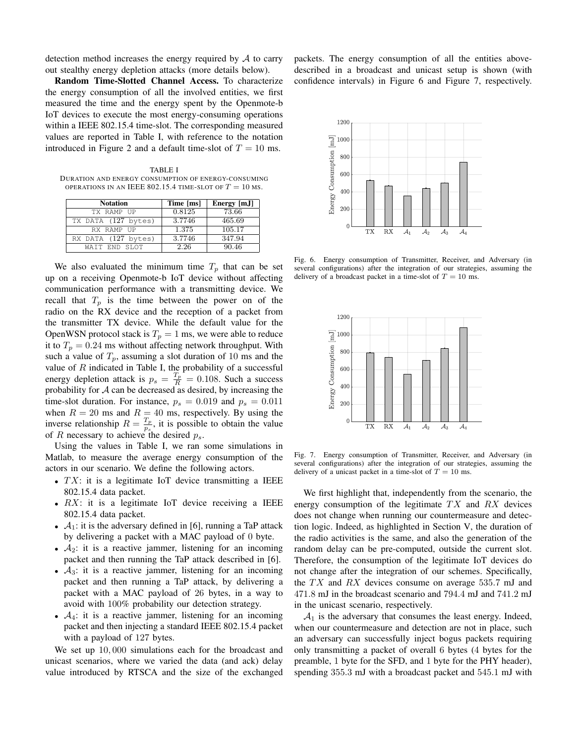detection method increases the energy required by $\mathcal{A}$ to carry out stealthy energy depletion attacks (more details below).

**Random Time-Slotted Channel Access.** To characterize the energy consumption of all the involved entities, we first measured the time and the energy spent by the Openmote-b IoT devices to execute the most energy-consuming operations within a IEEE 802.15.4 time-slot. The corresponding measured values are reported in Table I, with reference to the notation introduced in Figure 2 and a default time-slot of $T = 10$ ms.

TABLE I
DURATION AND ENERGY CONSUMPTION OF ENERGY-CONSUMING OPERATIONS IN AN IEEE 802.15.4 TIME-SLOT OF $T = 10$ MS.

| Notation | Time [ms] | Energy [mJ] |
|---|---|---|
| TX RAMP UP | 0.8125 | 73.66 |
| TX DATA (127 bytes) | 3.7746 | 465.69 |
| RX RAMP UP | 1.375 | 105.17 |
| RX DATA (127 bytes) | 3.7746 | 347.94 |
| WAIT END SLOT | 2.26 | 90.46 |

We also evaluated the minimum time $T_p$ that can be set up on a receiving Openmote-b IoT device without affecting communication performance with a transmitting device. We recall that $T_p$ is the time between the power on of the radio on the RX device and the reception of a packet from the transmitter TX device. While the default value for the OpenWSN protocol stack is $T_p = 1$ ms, we were able to reduce it to $T_p = 0.24$ ms without affecting network throughput. With such a value of $T_p$, assuming a slot duration of 10 ms and the value of $R$ indicated in Table I, the probability of a successful energy depletion attack is $p_s = \frac{T_p}{R} = 0.108$. Such a success probability for $\mathcal{A}$ can be decreased as desired, by increasing the time-slot duration. For instance, $p_s = 0.019$ and $p_s = 0.011$ when $R = 20$ ms and $R = 40$ ms, respectively. By using the inverse relationship $R = \frac{T_p}{p_s}$, it is possible to obtain the value of $R$ necessary to achieve the desired $p_s$.

Using the values in Table I, we ran some simulations in Matlab, to measure the average energy consumption of the actors in our scenario. We define the following actors.

- $TX$: it is a legitimate IoT device transmitting a IEEE 802.15.4 data packet.
- $RX$: it is a legitimate IoT device receiving a IEEE 802.15.4 data packet.
- $\mathcal{A}_1$: it is the adversary defined in [6], running a TaP attack by delivering a packet with a MAC payload of 0 byte.
- $\mathcal{A}_2$: it is a reactive jammer, listening for an incoming packet and then running the TaP attack described in [6].
- $\mathcal{A}_3$: it is a reactive jammer, listening for an incoming packet and then running a TaP attack, by delivering a packet with a MAC payload of 26 bytes, in a way to avoid with 100% probability our detection strategy.
- $\mathcal{A}_4$: it is a reactive jammer, listening for an incoming packet and then injecting a standard IEEE 802.15.4 packet with a payload of 127 bytes.

We set up 10,000 simulations each for the broadcast and unicast scenarios, where we varied the data (and ack) delay value introduced by RTSCA and the size of the exchanged packets. The energy consumption of all the entities above-described in a broadcast and unicast setup is shown (with confidence intervals) in Figure 6 and Figure 7, respectively.

Fig. 6. Energy consumption of Transmitter, Receiver, and Adversary (in several configurations) after the integration of our strategies, assuming the delivery of a broadcast packet in a time-slot of $T = 10$ ms.

Fig. 7. Energy consumption of Transmitter, Receiver, and Adversary (in several configurations) after the integration of our strategies, assuming the delivery of a unicast packet in a time-slot of $T = 10$ ms.

We first highlight that, independently from the scenario, the energy consumption of the legitimate $TX$ and $RX$ devices does not change when running our countermeasure and detection logic. Indeed, as highlighted in Section V, the duration of the radio activities is the same, and also the generation of the random delay can be pre-computed, outside the current slot. Therefore, the consumption of the legitimate IoT devices do not change after the integration of our schemes. Specifically, the $TX$ and $RX$ devices consume on average 535.7 mJ and 471.8 mJ in the broadcast scenario and 794.4 mJ and 741.2 mJ in the unicast scenario, respectively.

$\mathcal{A}_1$ is the adversary that consumes the least energy. Indeed, when our countermeasure and detection are not in place, such an adversary can successfully inject bogus packets requiring only transmitting a packet of overall 6 bytes (4 bytes for the preamble, 1 byte for the SFD, and 1 byte for the PHY header), spending 355.3 mJ with a broadcast packet and 545.1 mJ with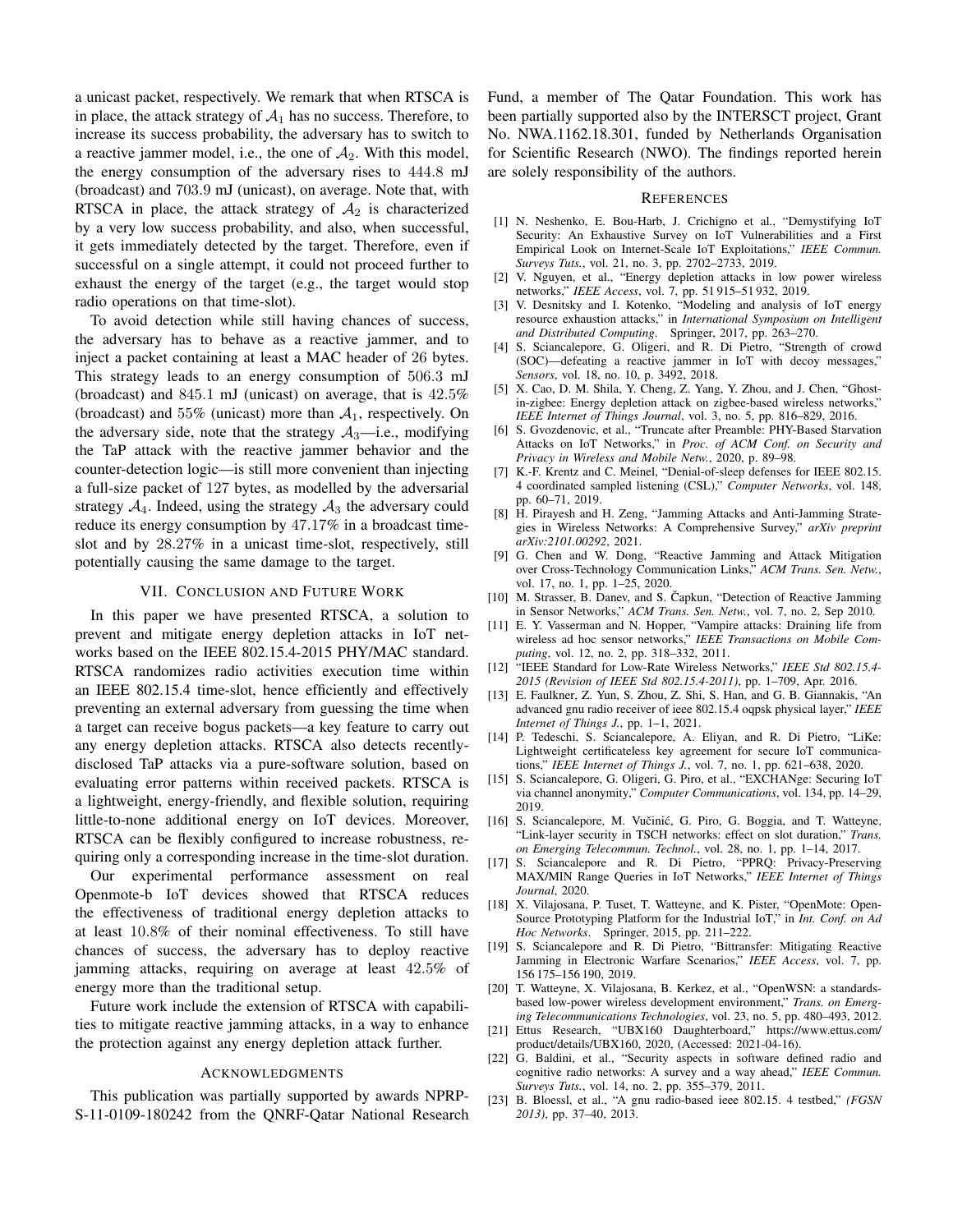a unicast packet, respectively. We remark that when RTSCA is in place, the attack strategy of $\mathcal{A}_1$ has no success. Therefore, to increase its success probability, the adversary has to switch to a reactive jammer model, i.e., the one of $\mathcal{A}_2$. With this model, the energy consumption of the adversary rises to 444.8 mJ (broadcast) and 703.9 mJ (unicast), on average. Note that, with RTSCA in place, the attack strategy of $\mathcal{A}_2$ is characterized by a very low success probability, and also, when successful, it gets immediately detected by the target. Therefore, even if successful on a single attempt, it could not proceed further to exhaust the energy of the target (e.g., the target would stop radio operations on that time-slot).

To avoid detection while still having chances of success, the adversary has to behave as a reactive jammer, and to inject a packet containing at least a MAC header of 26 bytes. This strategy leads to an energy consumption of 506.3 mJ (broadcast) and 845.1 mJ (unicast) on average, that is 42.5% (broadcast) and 55% (unicast) more than $\mathcal{A}_1$, respectively. On the adversary side, note that the strategy $\mathcal{A}_3$—i.e., modifying the TaP attack with the reactive jammer behavior and the counter-detection logic—is still more convenient than injecting a full-size packet of 127 bytes, as modelled by the adversarial strategy $\mathcal{A}_4$. Indeed, using the strategy $\mathcal{A}_3$ the adversary could reduce its energy consumption by 47.17% in a broadcast time-slot and by 28.27% in a unicast time-slot, respectively, still potentially causing the same damage to the target.

## VII. Conclusion and Future Work

In this paper we have presented RTSCA, a solution to prevent and mitigate energy depletion attacks in IoT networks based on the IEEE 802.15.4-2015 PHY/MAC standard. RTSCA randomizes radio activities execution time within an IEEE 802.15.4 time-slot, hence efficiently and effectively preventing an external adversary from guessing the time when a target can receive bogus packets—a key feature to carry out any energy depletion attacks. RTSCA also detects recently-disclosed TaP attacks via a pure-software solution, based on evaluating error patterns within received packets. RTSCA is a lightweight, energy-friendly, and flexible solution, requiring little-to-none additional energy on IoT devices. Moreover, RTSCA can be flexibly configured to increase robustness, requiring only a corresponding increase in the time-slot duration.

Our experimental performance assessment on real Openmote-b IoT devices showed that RTSCA reduces the effectiveness of traditional energy depletion attacks to at least 10.8% of their nominal effectiveness. To still have chances of success, the adversary has to deploy reactive jamming attacks, requiring on average at least 42.5% of energy more than the traditional setup.

Future work include the extension of RTSCA with capabilities to mitigate reactive jamming attacks, in a way to enhance the protection against any energy depletion attack further.

## Acknowledgments

This publication was partially supported by awards NPRP-S-11-0109-180242 from the QNRF-Qatar National Research Fund, a member of The Qatar Foundation. This work has been partially supported also by the INTERSCT project, Grant No. NWA.1162.18.301, funded by Netherlands Organisation for Scientific Research (NWO). The findings reported herein are solely responsibility of the authors.

## References

[1] N. Neshenko, E. Bou-Harb, J. Crichigno et al., "Demystifying IoT Security: An Exhaustive Survey on IoT Vulnerabilities and a First Empirical Look on Internet-Scale IoT Exploitations," *IEEE Commun. Surveys Tuts.*, vol. 21, no. 3, pp. 2702–2733, 2019.

[2] V. Nguyen, et al., "Energy depletion attacks in low power wireless networks," *IEEE Access*, vol. 7, pp. 51 915–51 932, 2019.

[3] V. Desnitsky and I. Kotenko, "Modeling and analysis of IoT energy resource exhaustion attacks," in *International Symposium on Intelligent and Distributed Computing*. Springer, 2017, pp. 263–270.

[4] S. Sciancalepore, G. Oligeri, and R. Di Pietro, "Strength of crowd (SOC)—defeating a reactive jammer in IoT with decoy messages," *Sensors*, vol. 18, no. 10, p. 3492, 2018.

[5] X. Cao, D. M. Shila, Y. Cheng, Z. Yang, Y. Zhou, and J. Chen, "Ghost-in-zigbee: Energy depletion attack on zigbee-based wireless networks," *IEEE Internet of Things Journal*, vol. 3, no. 5, pp. 816–829, 2016.

[6] S. Gvozdenovic, et al., "Truncate after Preamble: PHY-Based Starvation Attacks on IoT Networks," in *Proc. of ACM Conf. on Security and Privacy in Wireless and Mobile Netw.*, 2020, p. 89–98.

[7] K.-F. Krentz and C. Meinel, "Denial-of-sleep defenses for IEEE 802.15. 4 coordinated sampled listening (CSL)," *Computer Networks*, vol. 148, pp. 60–71, 2019.

[8] H. Pirayesh and H. Zeng, "Jamming Attacks and Anti-Jamming Strategies in Wireless Networks: A Comprehensive Survey," *arXiv preprint arXiv:2101.00292*, 2021.

[9] G. Chen and W. Dong, "Reactive Jamming and Attack Mitigation over Cross-Technology Communication Links," *ACM Trans. Sen. Netw.*, vol. 17, no. 1, pp. 1–25, 2020.

[10] M. Strasser, B. Danev, and S. Čapkun, "Detection of Reactive Jamming in Sensor Networks," *ACM Trans. Sen. Netw.*, vol. 7, no. 2, Sep 2010.

[11] E. Y. Vasserman and N. Hopper, "Vampire attacks: Draining life from wireless ad hoc sensor networks," *IEEE Transactions on Mobile Computing*, vol. 12, no. 2, pp. 318–332, 2011.

[12] "IEEE Standard for Low-Rate Wireless Networks," *IEEE Std 802.15.4-2015 (Revision of IEEE Std 802.15.4-2011)*, pp. 1–709, Apr. 2016.

[13] E. Faulkner, Z. Yun, S. Zhou, Z. Shi, S. Han, and G. B. Giannakis, "An advanced gnu radio receiver of ieee 802.15.4 oqpsk physical layer," *IEEE Internet of Things J.*, pp. 1–1, 2021.

[14] P. Tedeschi, S. Sciancalepore, A. Eliyan, and R. Di Pietro, "LiKe: Lightweight certificateless key agreement for secure IoT communications," *IEEE Internet of Things J.*, vol. 7, no. 1, pp. 621–638, 2020.

[15] S. Sciancalepore, G. Oligeri, G. Piro, et al., "EXCHANge: Securing IoT via channel anonymity," *Computer Communications*, vol. 134, pp. 14–29, 2019.

[16] S. Sciancalepore, M. Vučinić, G. Piro, G. Boggia, and T. Watteyne, "Link-layer security in TSCH networks: effect on slot duration," *Trans. on Emerging Telecommun. Technol.*, vol. 28, no. 1, pp. 1–14, 2017.

[17] S. Sciancalepore and R. Di Pietro, "PPRQ: Privacy-Preserving MAX/MIN Range Queries in IoT Networks," *IEEE Internet of Things Journal*, 2020.

[18] X. Vilajosana, P. Tuset, T. Watteyne, and K. Pister, "OpenMote: Open-Source Prototyping Platform for the Industrial IoT," in *Int. Conf. on Ad Hoc Networks*. Springer, 2015, pp. 211–222.

[19] S. Sciancalepore and R. Di Pietro, "Bittransfer: Mitigating Reactive Jamming in Electronic Warfare Scenarios," *IEEE Access*, vol. 7, pp. 156 175–156 190, 2019.

[20] T. Watteyne, X. Vilajosana, B. Kerkez, et al., "OpenWSN: a standards-based low-power wireless development environment," *Trans. on Emerging Telecommunications Technologies*, vol. 23, no. 5, pp. 480–493, 2012.

[21] Ettus Research, "UBX160 Daughterboard," https://www.ettus.com/product/details/UBX160, 2020, (Accessed: 2021-04-16).

[22] G. Baldini, et al., "Security aspects in software defined radio and cognitive radio networks: A survey and a way ahead," *IEEE Commun. Surveys Tuts.*, vol. 14, no. 2, pp. 355–379, 2011.

[23] B. Bloessl, et al., "A gnu radio-based ieee 802.15. 4 testbed," *(FGSN 2013)*, pp. 37–40, 2013.